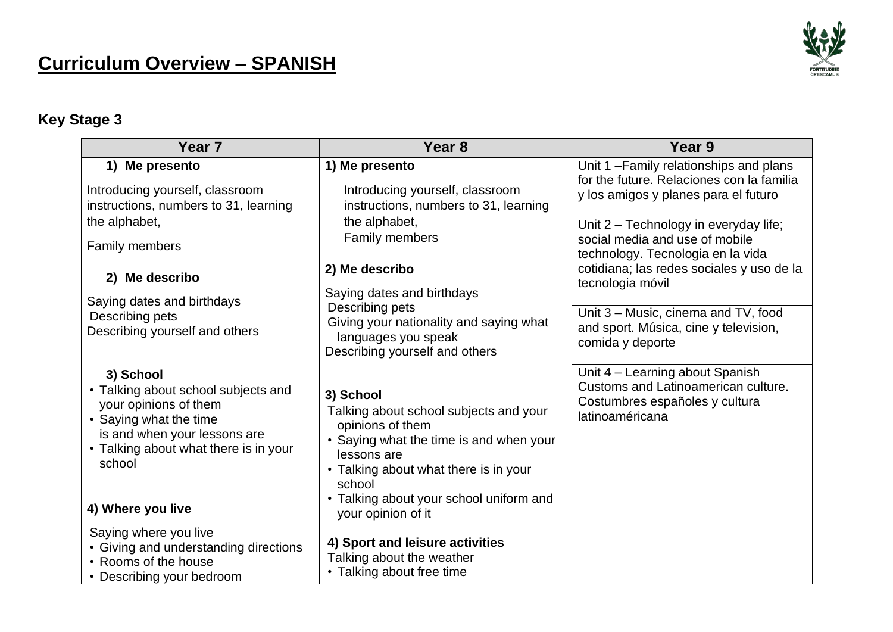# Curriculum Overview – SPANISH

## Key Stage 3

| Year 7 | Year 8 | Year 9 |
|---|---|---|
| **1) Me presento**<br><br>Introducing yourself, classroom instructions, numbers to 31, learning the alphabet,<br><br>Family members<br><br>**2) Me describo**<br><br>Saying dates and birthdays<br>Describing pets<br>Describing yourself and others<br><br>**3) School**<br>• Talking about school subjects and your opinions of them<br>• Saying what the time is and when your lessons are<br>• Talking about what there is in your school<br><br>**4) Where you live**<br><br>Saying where you live<br>• Giving and understanding directions<br>• Rooms of the house<br>• Describing your bedroom | **1) Me presento**<br><br>Introducing yourself, classroom instructions, numbers to 31, learning the alphabet,<br>Family members<br><br>**2) Me describo**<br><br>Saying dates and birthdays<br>Describing pets<br>Giving your nationality and saying what languages you speak<br>Describing yourself and others<br><br>**3) School**<br>Talking about school subjects and your opinions of them<br>• Saying what the time is and when your lessons are<br>• Talking about what there is in your school<br>• Talking about your school uniform and your opinion of it<br><br>**4) Sport and leisure activities**<br>Talking about the weather<br>• Talking about free time | Unit 1 –Family relationships and plans for the future. Relaciones con la familia y los amigos y planes para el futuro<br><br>Unit 2 – Technology in everyday life; social media and use of mobile technology. Tecnologia en la vida cotidiana; las redes sociales y uso de la tecnologia móvil<br><br>Unit 3 – Music, cinema and TV, food and sport. Música, cine y television, comida y deporte<br><br>Unit 4 – Learning about Spanish Customs and Latinoamerican culture. Costumbres españoles y cultura latinoaméricana |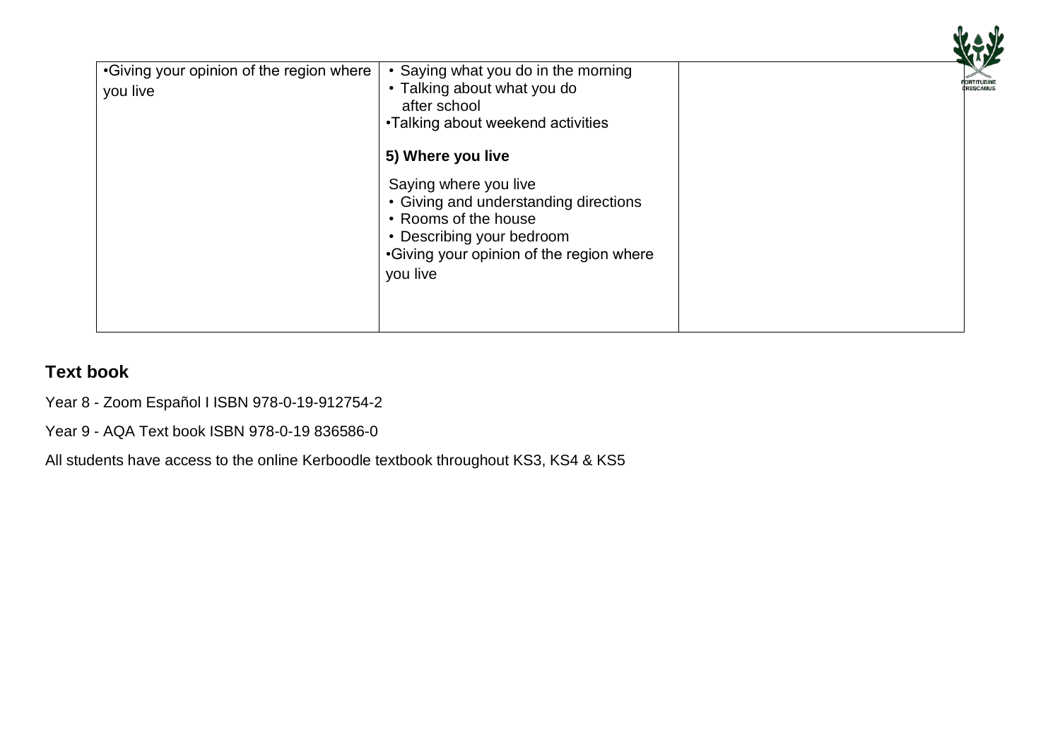| | | |
|---|---|---|
| •Giving your opinion of the region where you live | • Saying what you do in the morning<br>• Talking about what you do after school<br>•Talking about weekend activities<br><br>**5) Where you live**<br><br>Saying where you live<br>• Giving and understanding directions<br>• Rooms of the house<br>• Describing your bedroom<br>•Giving your opinion of the region where you live | |

## Text book

Year 8 - Zoom Español I ISBN 978-0-19-912754-2

Year 9 - AQA Text book ISBN 978-0-19 836586-0

All students have access to the online Kerboodle textbook throughout KS3, KS4 & KS5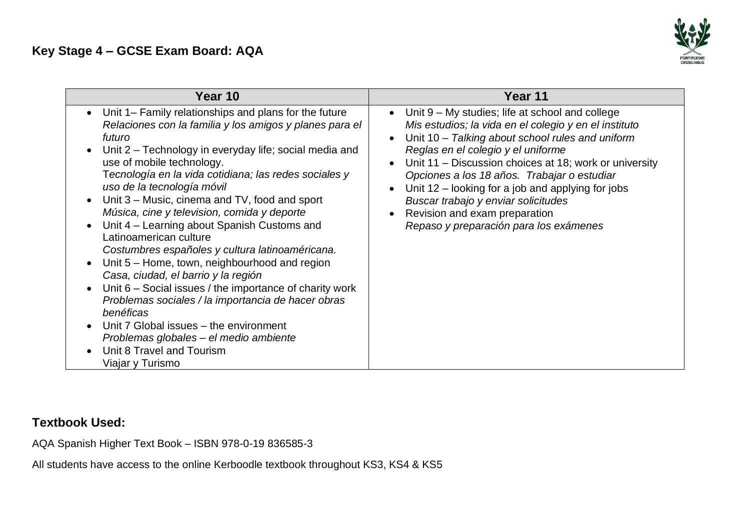## Key Stage 4 – GCSE Exam Board: AQA

| Year 10 | Year 11 |
|---|---|
| • Unit 1– Family relationships and plans for the future<br>*Relaciones con la familia y los amigos y planes para el futuro*<br>• Unit 2 – Technology in everyday life; social media and use of mobile technology.<br>T*ecnología en la vida cotidiana; las redes sociales y uso de la tecnología móvil*<br>• Unit 3 – Music, cinema and TV, food and sport<br>*Música, cine y television, comida y deporte*<br>• Unit 4 – Learning about Spanish Customs and Latinoamerican culture<br>*Costumbres españoles y cultura latinoaméricana.*<br>• Unit 5 – Home, town, neighbourhood and region<br>*Casa, ciudad, el barrio y la región*<br>• Unit 6 – Social issues / the importance of charity work<br>*Problemas sociales / la importancia de hacer obras benéficas*<br>• Unit 7 Global issues – the environment<br>*Problemas globales – el medio ambiente*<br>• Unit 8 Travel and Tourism<br>Viajar y Turismo | • Unit 9 – My studies; life at school and college<br>*Mis estudios; la vida en el colegio y en el instituto*<br>• Unit 10 – *Talking about school rules and uniform*<br>*Reglas en el colegio y el uniforme*<br>• Unit 11 – Discussion choices at 18; work or university<br>*Opciones a los 18 años. Trabajar o estudiar*<br>• Unit 12 – looking for a job and applying for jobs<br>*Buscar trabajo y enviar solicitudes*<br>• Revision and exam preparation<br>*Repaso y preparación para los exámenes* |

### Textbook Used:

AQA Spanish Higher Text Book – ISBN 978-0-19 836585-3

All students have access to the online Kerboodle textbook throughout KS3, KS4 & KS5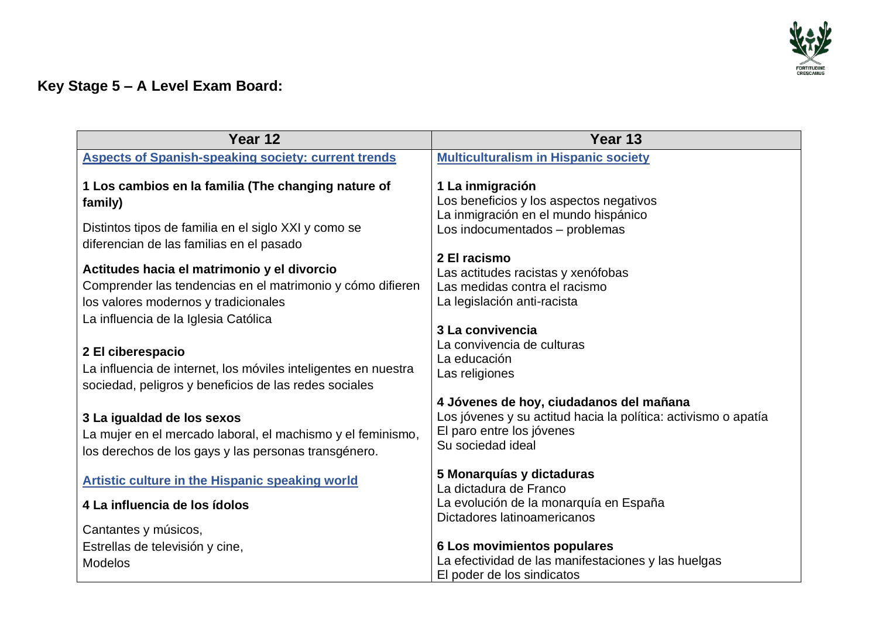**Key Stage 5 – A Level Exam Board:**

| Year 12 | Year 13 |
|---|---|
| **Aspects of Spanish-speaking society: current trends**<br><br>**1 Los cambios en la familia (The changing nature of family)**<br>Distintos tipos de familia en el siglo XXI y como se diferencian de las familias en el pasado<br>**Actitudes hacia el matrimonio y el divorcio**<br>Comprender las tendencias en el matrimonio y cómo difieren los valores modernos y tradicionales<br>La influencia de la Iglesia Católica<br><br>**2 El ciberespacio**<br>La influencia de internet, los móviles inteligentes en nuestra sociedad, peligros y beneficios de las redes sociales<br><br>**3 La igualdad de los sexos**<br>La mujer en el mercado laboral, el machismo y el feminismo, los derechos de los gays y las personas transgénero.<br><br>**Artistic culture in the Hispanic speaking world**<br>**4 La influencia de los ídolos**<br>Cantantes y músicos,<br>Estrellas de televisión y cine,<br>Modelos | **Multiculturalism in Hispanic society**<br><br>**1 La inmigración**<br>Los beneficios y los aspectos negativos<br>La inmigración en el mundo hispánico<br>Los indocumentados – problemas<br><br>**2 El racismo**<br>Las actitudes racistas y xenófobas<br>Las medidas contra el racismo<br>La legislación anti-racista<br><br>**3 La convivencia**<br>La convivencia de culturas<br>La educación<br>Las religiones<br><br>**4 Jóvenes de hoy, ciudadanos del mañana**<br>Los jóvenes y su actitud hacia la política: activismo o apatía<br>El paro entre los jóvenes<br>Su sociedad ideal<br><br>**5 Monarquías y dictaduras**<br>La dictadura de Franco<br>La evolución de la monarquía en España<br>Dictadores latinoamericanos<br><br>**6 Los movimientos populares**<br>La efectividad de las manifestaciones y las huelgas<br>El poder de los sindicatos |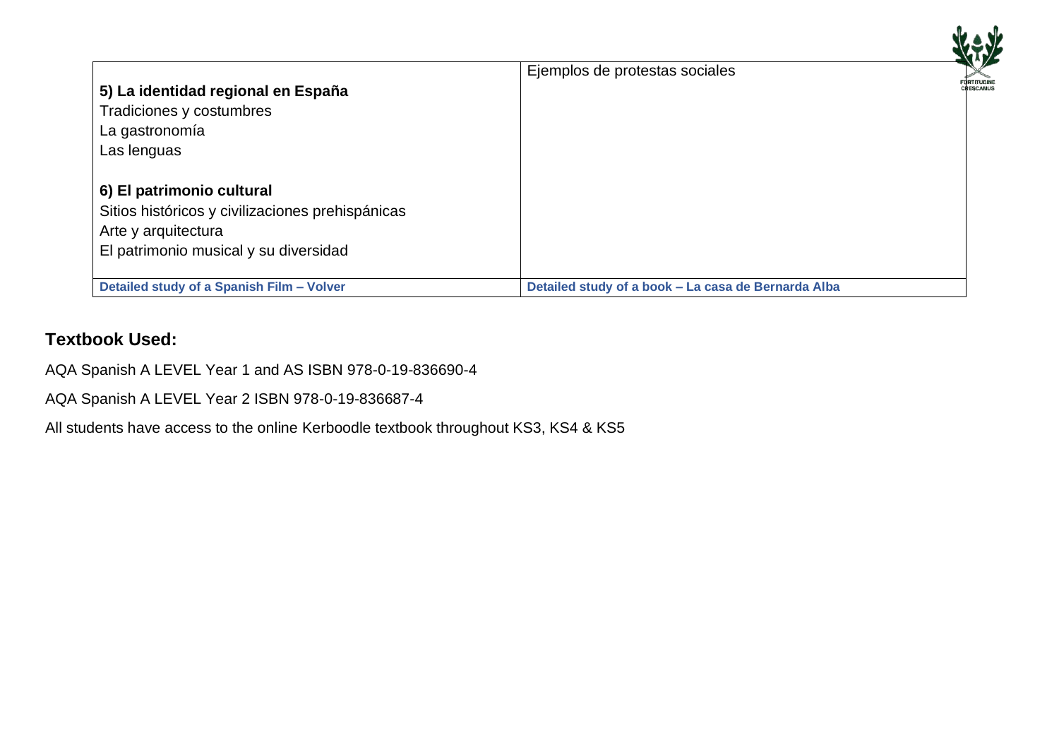| | |
|---|---|
| **5) La identidad regional en España**<br>Tradiciones y costumbres<br>La gastronomía<br>Las lenguas<br><br>**6) El patrimonio cultural**<br>Sitios históricos y civilizaciones prehispánicas<br>Arte y arquitectura<br>El patrimonio musical y su diversidad | Ejemplos de protestas sociales |
| **Detailed study of a Spanish Film – Volver** | **Detailed study of a book – La casa de Bernarda Alba** |

## Textbook Used:

AQA Spanish A LEVEL Year 1 and AS ISBN 978-0-19-836690-4

AQA Spanish A LEVEL Year 2 ISBN 978-0-19-836687-4

All students have access to the online Kerboodle textbook throughout KS3, KS4 & KS5